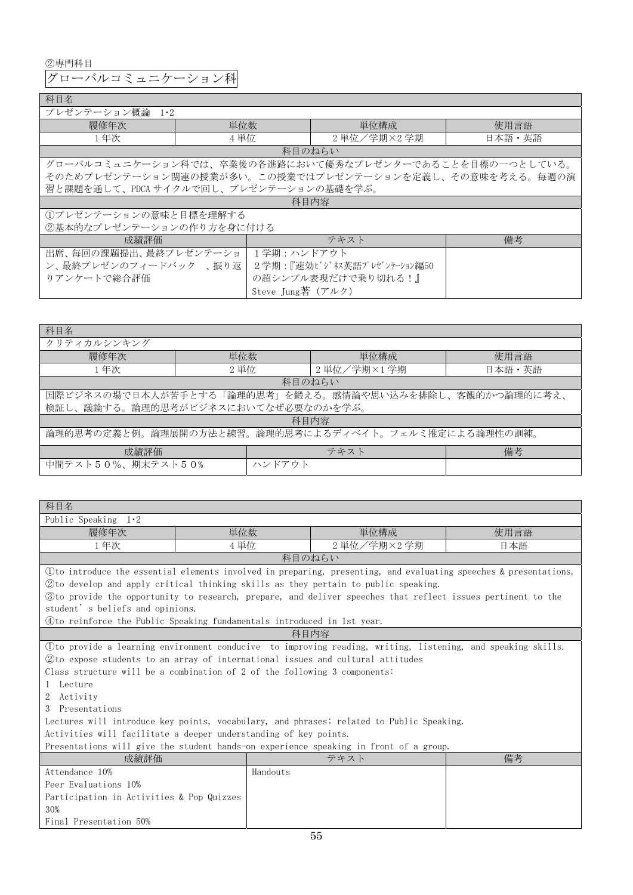②専門科目

## グローバルコミュニケーション科

| 科目名 | | | |
|---|---|---|---|
| プレゼンテーション概論 1･2 | | | |
| 履修年次 | 単位数 | 単位構成 | 使用言語 |
| 1年次 | 4単位 | 2単位／学期×2学期 | 日本語・英語 |
| 科目のねらい | | | |
| グローバルコミュニケーション科では、卒業後の各進路において優秀なプレゼンターであることを目標の一つとしている。そのためプレゼンテーション関連の授業が多い。この授業ではプレゼンテーションを定義し、その意味を考える。毎週の演習と課題を通して、PDCA サイクルで回し、プレゼンテーションの基礎を学ぶ。 | | | |
| 科目内容 | | | |
| ①プレゼンテーションの意味と目標を理解する<br>②基本的なプレゼンテーションの作り方を身に付ける | | | |
| 成績評価 | テキスト | | 備考 |
| 出席、毎回の課題提出、最終プレゼンテーション、最終プレゼンのフィードバック 、振り返りアンケートで総合評価 | 1学期：ハンドアウト<br>2学期：『速効ビジネス英語プレゼンテーション編50の超シンプル表現だけで乗り切れる！』Steve Jung著（アルク） | | |

| 科目名 | | | |
|---|---|---|---|
| クリティカルシンキング | | | |
| 履修年次 | 単位数 | 単位構成 | 使用言語 |
| 1年次 | 2単位 | 2単位／学期×1学期 | 日本語・英語 |
| 科目のねらい | | | |
| 国際ビジネスの場で日本人が苦手とする「論理的思考」を鍛える。感情論や思い込みを排除し、客観的かつ論理的に考え、検証し、議論する。論理的思考がビジネスにおいてなぜ必要なのかを学ぶ。 | | | |
| 科目内容 | | | |
| 論理的思考の定義と例。論理展開の方法と練習。論理的思考によるディベイト。フェルミ推定による論理性の訓練。 | | | |
| 成績評価 | テキスト | | 備考 |
| 中間テスト５０%、期末テスト５０% | ハンドアウト | | |

| 科目名 | | | |
|---|---|---|---|
| Public Speaking 1･2 | | | |
| 履修年次 | 単位数 | 単位構成 | 使用言語 |
| 1年次 | 4単位 | 2単位／学期×2学期 | 日本語 |
| 科目のねらい | | | |
| ①to introduce the essential elements involved in preparing, presenting, and evaluating speeches & presentations.<br>②to develop and apply critical thinking skills as they pertain to public speaking.<br>③to provide the opportunity to research, prepare, and deliver speeches that reflect issues pertinent to the student's beliefs and opinions.<br>④to reinforce the Public Speaking fundamentals introduced in 1st year. | | | |
| 科目内容 | | | |
| ①to provide a learning environment conducive to improving reading, writing, listening, and speaking skills.<br>②to expose students to an array of international issues and cultural attitudes<br>Class structure will be a combination of 2 of the following 3 components:<br>1 Lecture<br>2 Activity<br>3 Presentations<br>Lectures will introduce key points, vocabulary, and phrases; related to Public Speaking.<br>Activities will facilitate a deeper understanding of key points.<br>Presentations will give the student hands-on experience speaking in front of a group. | | | |
| 成績評価 | テキスト | | 備考 |
| Attendance 10%<br>Peer Evaluations 10%<br>Participation in Activities & Pop Quizzes 30%<br>Final Presentation 50% | Handouts | | |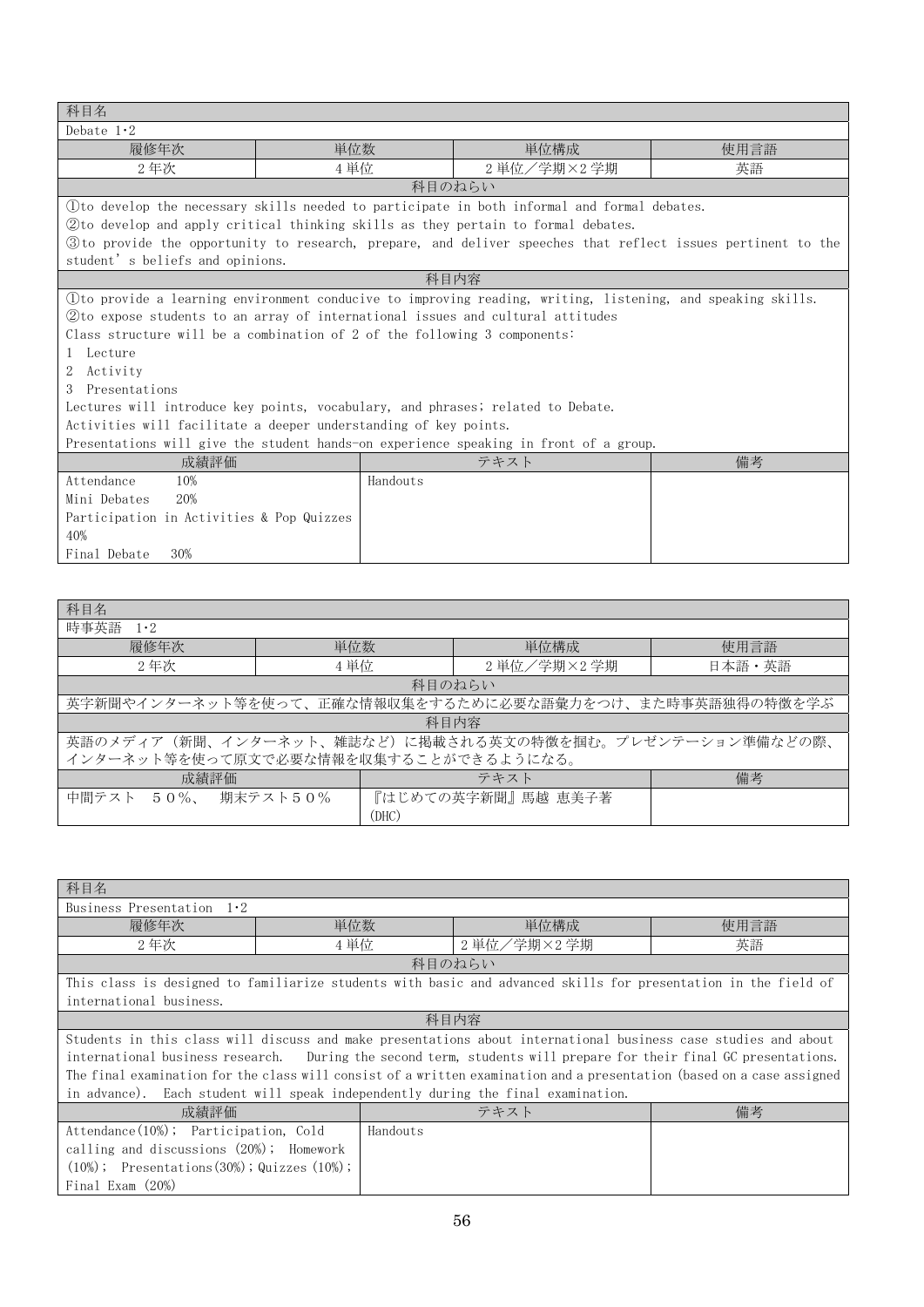| 科目名 | | | |
|---|---|---|---|
| Debate 1･2 | | | |
| 履修年次 | 単位数 | 単位構成 | 使用言語 |
| 2年次 | 4単位 | 2単位／学期×2学期 | 英語 |

**科目のねらい**

①to develop the necessary skills needed to participate in both informal and formal debates.
②to develop and apply critical thinking skills as they pertain to formal debates.
③to provide the opportunity to research, prepare, and deliver speeches that reflect issues pertinent to the student' s beliefs and opinions.

**科目内容**

①to provide a learning environment conducive to improving reading, writing, listening, and speaking skills.
②to expose students to an array of international issues and cultural attitudes
Class structure will be a combination of 2 of the following 3 components:
1 Lecture
2 Activity
3 Presentations
Lectures will introduce key points, vocabulary, and phrases; related to Debate.
Activities will facilitate a deeper understanding of key points.
Presentations will give the student hands-on experience speaking in front of a group.

| 成績評価 | テキスト | 備考 |
|---|---|---|
| Attendance 10%<br>Mini Debates 20%<br>Participation in Activities & Pop Quizzes 40%<br>Final Debate 30% | Handouts | |

| 科目名 | | | |
|---|---|---|---|
| 時事英語 1･2 | | | |
| 履修年次 | 単位数 | 単位構成 | 使用言語 |
| 2年次 | 4単位 | 2単位／学期×2学期 | 日本語・英語 |

**科目のねらい**

英字新聞やインターネット等を使って、正確な情報収集をするために必要な語彙力をつけ、また時事英語独得の特徴を学ぶ

**科目内容**

英語のメディア（新聞、インターネット、雑誌など）に掲載される英文の特徴を掴む。プレゼンテーション準備などの際、インターネット等を使って原文で必要な情報を収集することができるようになる。

| 成績評価 | テキスト | 備考 |
|---|---|---|
| 中間テスト ５０%、 期末テスト５０% | 『はじめての英字新聞』馬越 恵美子著 (DHC) | |

| 科目名 | | | |
|---|---|---|---|
| Business Presentation 1･2 | | | |
| 履修年次 | 単位数 | 単位構成 | 使用言語 |
| 2年次 | 4単位 | 2単位／学期×2学期 | 英語 |

**科目のねらい**

This class is designed to familiarize students with basic and advanced skills for presentation in the field of international business.

**科目内容**

Students in this class will discuss and make presentations about international business case studies and about international business research. During the second term, students will prepare for their final GC presentations. The final examination for the class will consist of a written examination and a presentation (based on a case assigned in advance). Each student will speak independently during the final examination.

| 成績評価 | テキスト | 備考 |
|---|---|---|
| Attendance(10%); Participation, Cold calling and discussions (20%); Homework (10%); Presentations(30%); Quizzes (10%); Final Exam (20%) | Handouts | |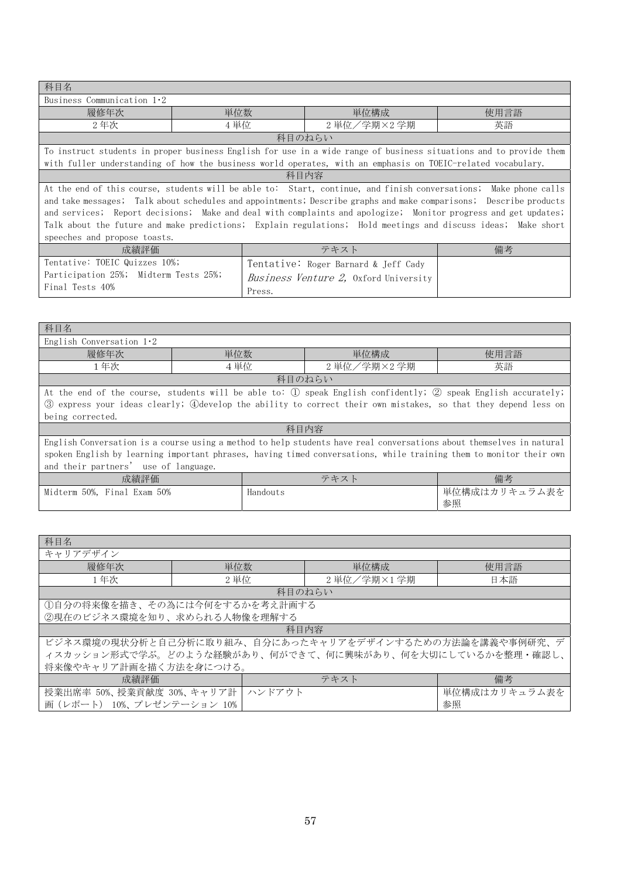| 科目名 | | | |
|---|---|---|---|
| Business Communication 1･2 | | | |
| 履修年次 | 単位数 | 単位構成 | 使用言語 |
| 2年次 | 4単位 | 2単位／学期×2学期 | 英語 |
| 科目のねらい | | | |
| To instruct students in proper business English for use in a wide range of business situations and to provide them with fuller understanding of how the business world operates, with an emphasis on TOEIC-related vocabulary. | | | |
| 科目内容 | | | |
| At the end of this course, students will be able to: Start, continue, and finish conversations; Make phone calls and take messages; Talk about schedules and appointments; Describe graphs and make comparisons; Describe products and services; Report decisions; Make and deal with complaints and apologize; Monitor progress and get updates; Talk about the future and make predictions; Explain regulations; Hold meetings and discuss ideas; Make short speeches and propose toasts. | | | |
| 成績評価 | テキスト | | 備考 |
| Tentative: TOEIC Quizzes 10%; Participation 25%; Midterm Tests 25%; Final Tests 40% | Tentative: Roger Barnard & Jeff Cady *Business Venture 2,* Oxford University Press. | | |

| 科目名 | | | |
|---|---|---|---|
| English Conversation 1･2 | | | |
| 履修年次 | 単位数 | 単位構成 | 使用言語 |
| 1年次 | 4単位 | 2単位／学期×2学期 | 英語 |
| 科目のねらい | | | |
| At the end of the course, students will be able to: ① speak English confidently; ② speak English accurately; ③ express your ideas clearly; ④develop the ability to correct their own mistakes, so that they depend less on being corrected. | | | |
| 科目内容 | | | |
| English Conversation is a course using a method to help students have real conversations about themselves in natural spoken English by learning important phrases, having timed conversations, while training them to monitor their own and their partners' use of language. | | | |
| 成績評価 | テキスト | | 備考 |
| Midterm 50%, Final Exam 50% | Handouts | | 単位構成はカリキュラム表を参照 |

| 科目名 | | | |
|---|---|---|---|
| キャリアデザイン | | | |
| 履修年次 | 単位数 | 単位構成 | 使用言語 |
| 1年次 | 2単位 | 2単位／学期×1学期 | 日本語 |
| 科目のねらい | | | |
| ①自分の将来像を描き、その為には今何をするかを考え計画する<br>②現在のビジネス環境を知り、求められる人物像を理解する | | | |
| 科目内容 | | | |
| ビジネス環境の現状分析と自己分析に取り組み、自分にあったキャリアをデザインするための方法論を講義や事例研究、ディスカッション形式で学ぶ。どのような経験があり、何ができて、何に興味があり、何を大切にしているかを整理・確認し、将来像やキャリア計画を描く方法を身につける。 | | | |
| 成績評価 | テキスト | | 備考 |
| 授業出席率 50%、授業貢献度 30%、キャリア計画（レポート） 10%、プレゼンテーション 10% | ハンドアウト | | 単位構成はカリキュラム表を参照 |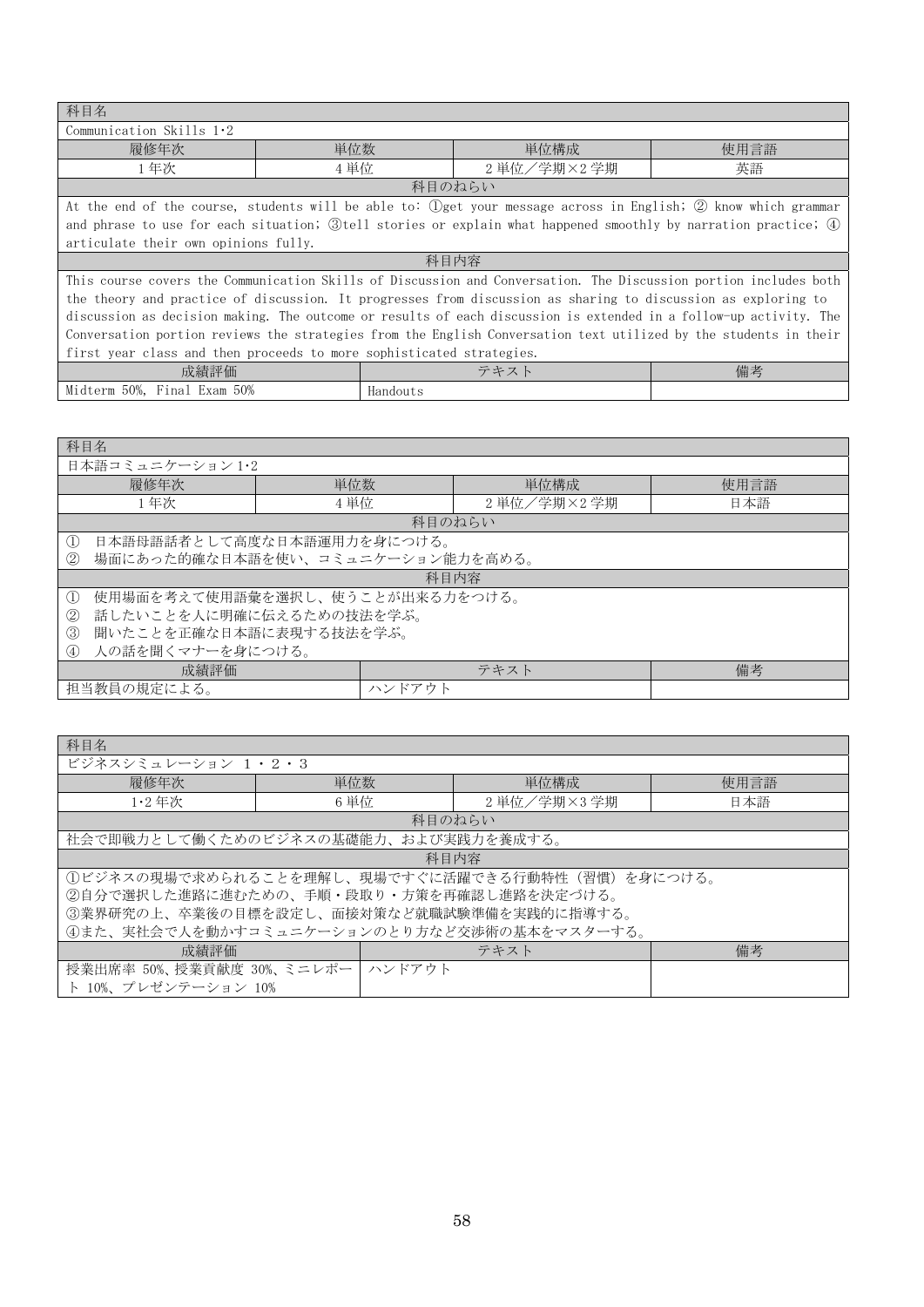| 科目名 | | | |
|---|---|---|---|
| Communication Skills 1･2 | | | |
| 履修年次 | 単位数 | 単位構成 | 使用言語 |
| 1年次 | 4単位 | 2単位／学期×2学期 | 英語 |
| 科目のねらい | | | |
| At the end of the course, students will be able to: ①get your message across in English; ② know which grammar and phrase to use for each situation; ③tell stories or explain what happened smoothly by narration practice; ④ articulate their own opinions fully. | | | |
| 科目内容 | | | |
| This course covers the Communication Skills of Discussion and Conversation. The Discussion portion includes both the theory and practice of discussion. It progresses from discussion as sharing to discussion as exploring to discussion as decision making. The outcome or results of each discussion is extended in a follow-up activity. The Conversation portion reviews the strategies from the English Conversation text utilized by the students in their first year class and then proceeds to more sophisticated strategies. | | | |
| 成績評価 | テキスト | | 備考 |
| Midterm 50%, Final Exam 50% | Handouts | | |

| 科目名 | | | |
|---|---|---|---|
| 日本語コミュニケーション1･2 | | | |
| 履修年次 | 単位数 | 単位構成 | 使用言語 |
| 1年次 | 4単位 | 2単位／学期×2学期 | 日本語 |
| 科目のねらい | | | |
| ① 日本語母語話者として高度な日本語運用力を身につける。<br>② 場面にあった的確な日本語を使い、コミュニケーション能力を高める。 | | | |
| 科目内容 | | | |
| ① 使用場面を考えて使用語彙を選択し、使うことが出来る力をつける。<br>② 話したいことを人に明確に伝えるための技法を学ぶ。<br>③ 聞いたことを正確な日本語に表現する技法を学ぶ。<br>④ 人の話を聞くマナーを身につける。 | | | |
| 成績評価 | テキスト | | 備考 |
| 担当教員の規定による。 | ハンドアウト | | |

| 科目名 | | | |
|---|---|---|---|
| ビジネスシミュレーション 1・2・3 | | | |
| 履修年次 | 単位数 | 単位構成 | 使用言語 |
| 1･2年次 | 6単位 | 2単位／学期×3学期 | 日本語 |
| 科目のねらい | | | |
| 社会で即戦力として働くためのビジネスの基礎能力、および実践力を養成する。 | | | |
| 科目内容 | | | |
| ①ビジネスの現場で求められることを理解し、現場ですぐに活躍できる行動特性（習慣）を身につける。<br>②自分で選択した進路に進むための、手順・段取り・方策を再確認し進路を決定づける。<br>③業界研究の上、卒業後の目標を設定し、面接対策など就職試験準備を実践的に指導する。<br>④また、実社会で人を動かすコミュニケーションのとり方など交渉術の基本をマスターする。 | | | |
| 成績評価 | テキスト | | 備考 |
| 授業出席率 50%、授業貢献度 30%、ミニレポート 10%、プレゼンテーション 10% | ハンドアウト | | |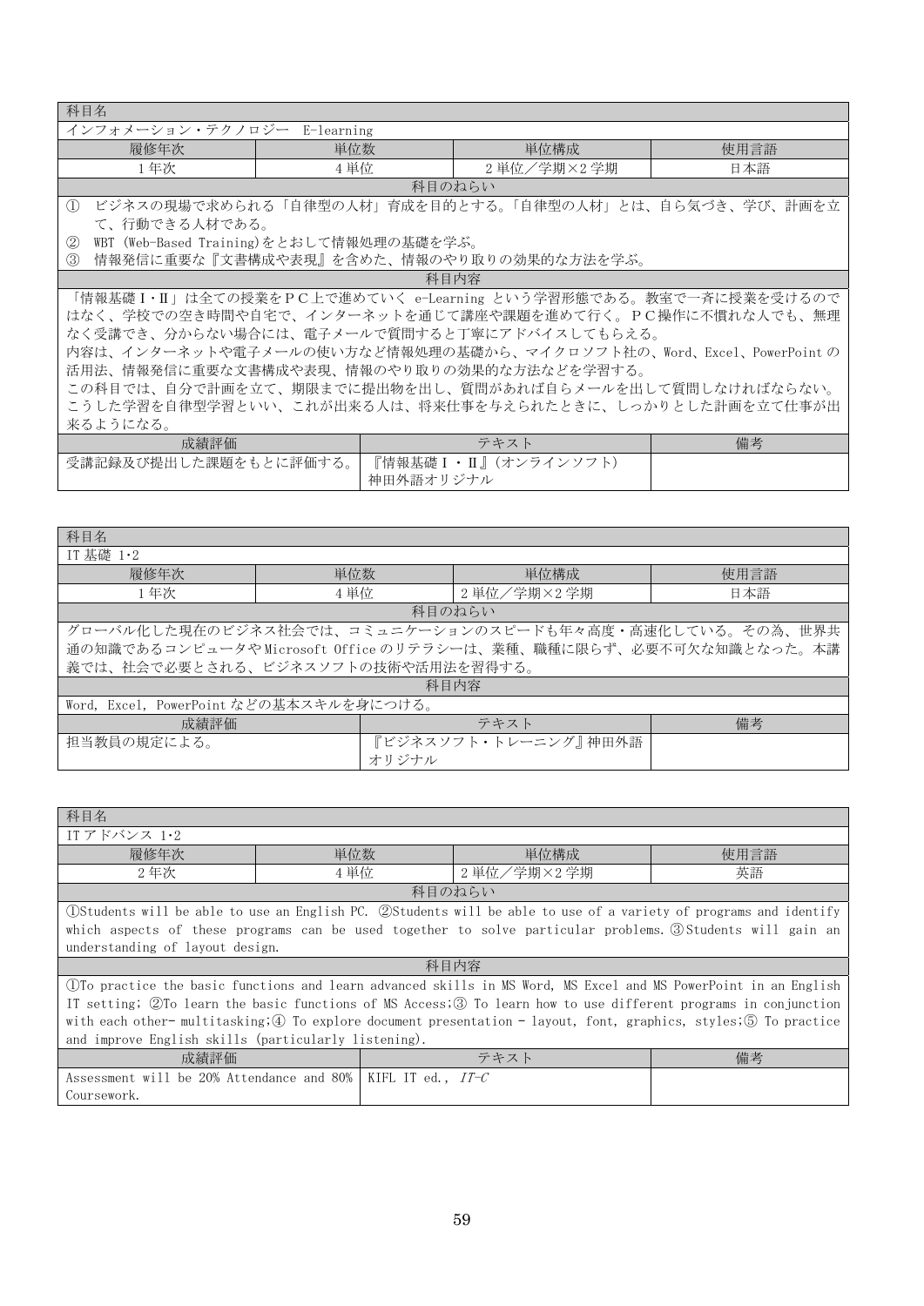| 科目名 | | | |
|---|---|---|---|
| インフォメーション・テクノロジー　E-learning | | | |
| 履修年次 | 単位数 | 単位構成 | 使用言語 |
| 1年次 | 4単位 | 2単位／学期×2学期 | 日本語 |
| 科目のねらい | | | |
| ①　ビジネスの現場で求められる「自律型の人材」育成を目的とする。「自律型の人材」とは、自ら気づき、学び、計画を立て、行動できる人材である。<br>②　WBT (Web-Based Training)をとおして情報処理の基礎を学ぶ。<br>③　情報発信に重要な『文書構成や表現』を含めた、情報のやり取りの効果的な方法を学ぶ。 | | | |
| 科目内容 | | | |
| 「情報基礎Ⅰ・Ⅱ」は全ての授業をＰＣ上で進めていく e-Learning という学習形態である。教室で一斉に授業を受けるのではなく、学校での空き時間や自宅で、インターネットを通じて講座や課題を進めて行く。ＰＣ操作に不慣れな人でも、無理なく受講でき、分からない場合には、電子メールで質問すると丁寧にアドバイスしてもらえる。<br>内容は、インターネットや電子メールの使い方など情報処理の基礎から、マイクロソフト社の、Word、Excel、PowerPoint の活用法、情報発信に重要な文書構成や表現、情報のやり取りの効果的な方法などを学習する。<br>この科目では、自分で計画を立て、期限までに提出物を出し、質問があれば自らメールを出して質問しなければならない。こうした学習を自律型学習といい、これが出来る人は、将来仕事を与えられたときに、しっかりとした計画を立て仕事が出来るようになる。 | | | |
| 成績評価 | テキスト | | 備考 |
| 受講記録及び提出した課題をもとに評価する。 | 『情報基礎Ⅰ・Ⅱ』(オンラインソフト)<br>神田外語オリジナル | | |

| 科目名 | | | |
|---|---|---|---|
| IT 基礎 1･2 | | | |
| 履修年次 | 単位数 | 単位構成 | 使用言語 |
| 1年次 | 4単位 | 2単位／学期×2学期 | 日本語 |
| 科目のねらい | | | |
| グローバル化した現在のビジネス社会では、コミュニケーションのスピードも年々高度・高速化している。その為、世界共通の知識であるコンピュータや Microsoft Office のリテラシーは、業種、職種に限らず、必要不可欠な知識となった。本講義では、社会で必要とされる、ビジネスソフトの技術や活用法を習得する。 | | | |
| 科目内容 | | | |
| Word, Excel, PowerPoint などの基本スキルを身につける。 | | | |
| 成績評価 | テキスト | | 備考 |
| 担当教員の規定による。 | 『ビジネスソフト・トレーニング』神田外語オリジナル | | |

| 科目名 | | | |
|---|---|---|---|
| IT アドバンス 1･2 | | | |
| 履修年次 | 単位数 | 単位構成 | 使用言語 |
| 2年次 | 4単位 | 2単位／学期×2学期 | 英語 |
| 科目のねらい | | | |
| ①Students will be able to use an English PC. ②Students will be able to use of a variety of programs and identify which aspects of these programs can be used together to solve particular problems. ③Students will gain an understanding of layout design. | | | |
| 科目内容 | | | |
| ①To practice the basic functions and learn advanced skills in MS Word, MS Excel and MS PowerPoint in an English IT setting; ②To learn the basic functions of MS Access;③ To learn how to use different programs in conjunction with each other- multitasking;④ To explore document presentation - layout, font, graphics, styles;⑤ To practice and improve English skills (particularly listening). | | | |
| 成績評価 | テキスト | | 備考 |
| Assessment will be 20% Attendance and 80% Coursework. | KIFL IT ed., *IT-C* | | |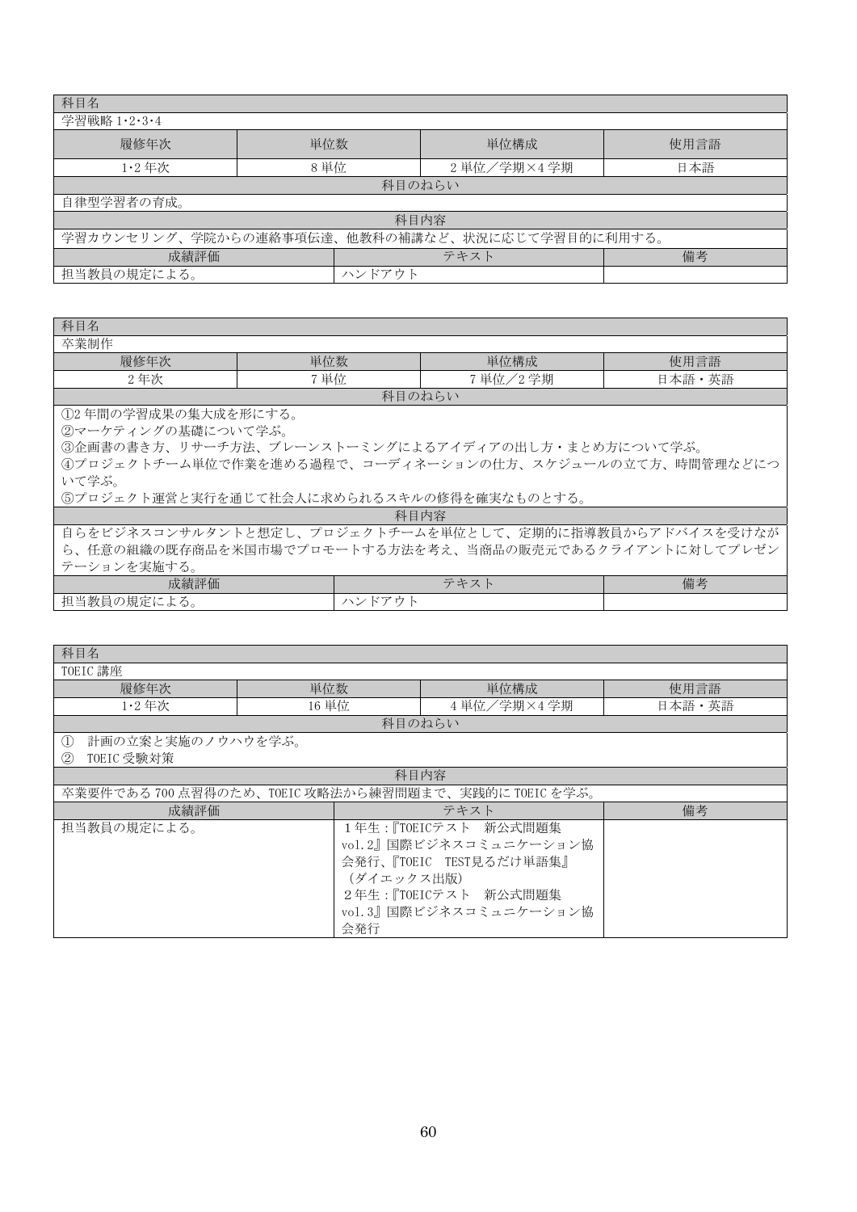| 科目名 | | | |
|---|---|---|---|
| 学習戦略1･2･3･4 | | | |
| 履修年次 | 単位数 | 単位構成 | 使用言語 |
| 1･2年次 | 8単位 | 2単位／学期×4学期 | 日本語 |
| 科目のねらい | | | |
| 自律型学習者の育成。 | | | |
| 科目内容 | | | |
| 学習カウンセリング、学院からの連絡事項伝達、他教科の補講など、状況に応じて学習目的に利用する。 | | | |
| 成績評価 | テキスト | | 備考 |
| 担当教員の規定による。 | ハンドアウト | | |

| 科目名 | | | |
|---|---|---|---|
| 卒業制作 | | | |
| 履修年次 | 単位数 | 単位構成 | 使用言語 |
| 2年次 | 7単位 | 7単位／2学期 | 日本語・英語 |
| 科目のねらい | | | |
| ①2年間の学習成果の集大成を形にする。<br>②マーケティングの基礎について学ぶ。<br>③企画書の書き方、リサーチ方法、ブレーンストーミングによるアイディアの出し方・まとめ方について学ぶ。<br>④プロジェクトチーム単位で作業を進める過程で、コーディネーションの仕方、スケジュールの立て方、時間管理などについて学ぶ。<br>⑤プロジェクト運営と実行を通じて社会人に求められるスキルの修得を確実なものとする。 | | | |
| 科目内容 | | | |
| 自らをビジネスコンサルタントと想定し、プロジェクトチームを単位として、定期的に指導教員からアドバイスを受けながら、任意の組織の既存商品を米国市場でプロモートする方法を考え、当商品の販売元であるクライアントに対してプレゼンテーションを実施する。 | | | |
| 成績評価 | テキスト | | 備考 |
| 担当教員の規定による。 | ハンドアウト | | |

| 科目名 | | | |
|---|---|---|---|
| TOEIC講座 | | | |
| 履修年次 | 単位数 | 単位構成 | 使用言語 |
| 1･2年次 | 16単位 | 4単位／学期×4学期 | 日本語・英語 |
| 科目のねらい | | | |
| ① 計画の立案と実施のノウハウを学ぶ。<br>② TOEIC受験対策 | | | |
| 科目内容 | | | |
| 卒業要件である700点習得のため、TOEIC攻略法から練習問題まで、実践的にTOEICを学ぶ。 | | | |
| 成績評価 | テキスト | | 備考 |
| 担当教員の規定による。 | 1年生：『TOEICテスト 新公式問題集vol.2』国際ビジネスコミュニケーション協会発行、『TOEIC TEST見るだけ単語集』（ダイエックス出版）<br>2年生：『TOEICテスト 新公式問題集vol.3』国際ビジネスコミュニケーション協会発行 | | |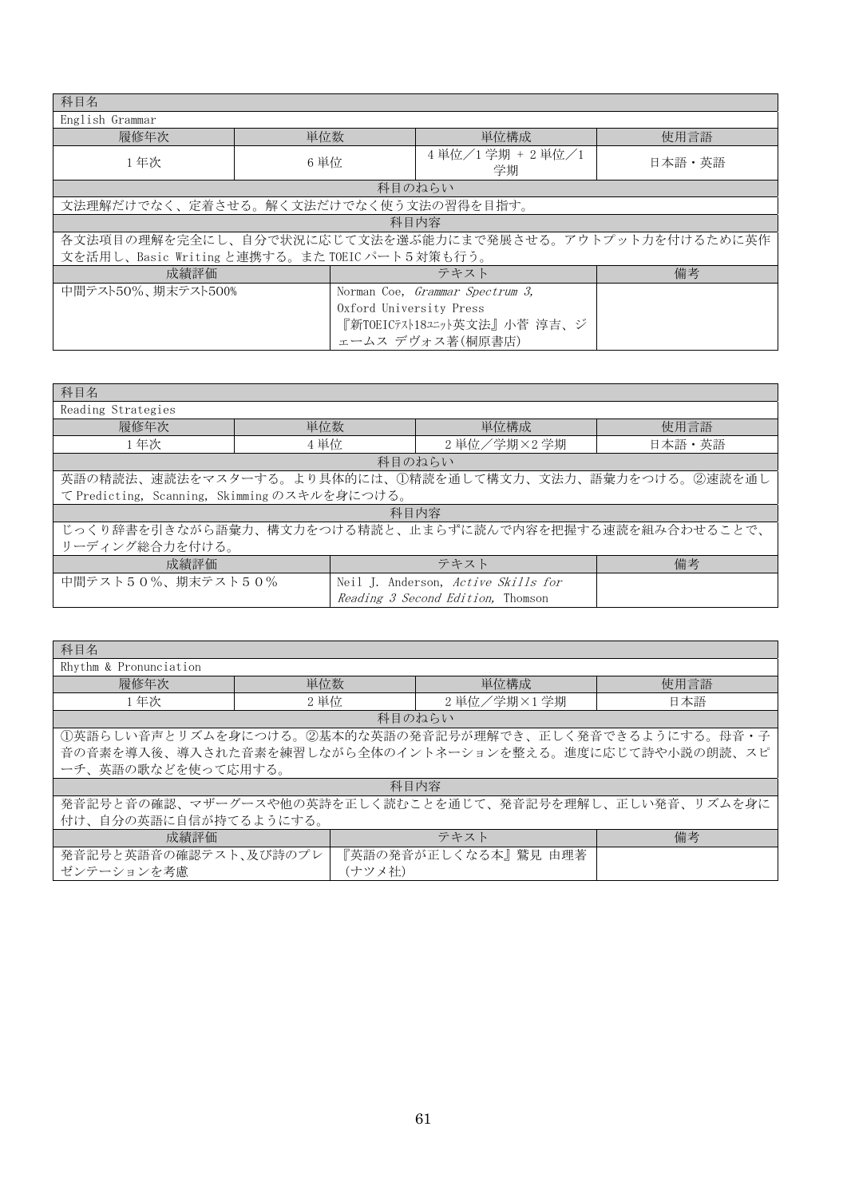| 科目名 | | | |
|---|---|---|---|
| English Grammar | | | |
| 履修年次 | 単位数 | 単位構成 | 使用言語 |
| 1年次 | 6単位 | 4単位／1学期 + 2単位／1学期 | 日本語・英語 |
| 科目のねらい | | | |
| 文法理解だけでなく、定着させる。解く文法だけでなく使う文法の習得を目指す。 | | | |
| 科目内容 | | | |
| 各文法項目の理解を完全にし、自分で状況に応じて文法を選ぶ能力にまで発展させる。アウトプット力を付けるために英作文を活用し、Basic Writingと連携する。またTOEICパート5対策も行う。 | | | |
| 成績評価 | テキスト | | 備考 |
| 中間テスト50%、期末テスト500% | Norman Coe, *Grammar Spectrum 3,* Oxford University Press 『新TOEICﾃｽﾄ18ﾕﾆｯﾄ英文法』小菅 淳吉、ジェームス デヴォス著(桐原書店) | | |

| 科目名 | | | |
|---|---|---|---|
| Reading Strategies | | | |
| 履修年次 | 単位数 | 単位構成 | 使用言語 |
| 1年次 | 4単位 | 2単位／学期×2学期 | 日本語・英語 |
| 科目のねらい | | | |
| 英語の精読法、速読法をマスターする。より具体的には、①精読を通して構文力、文法力、語彙力をつける。②速読を通してPredicting, Scanning, Skimmingのスキルを身につける。 | | | |
| 科目内容 | | | |
| じっくり辞書を引きながら語彙力、構文力をつける精読と、止まらずに読んで内容を把握する速読を組み合わせることで、リーディング総合力を付ける。 | | | |
| 成績評価 | テキスト | | 備考 |
| 中間テスト５０%、期末テスト５０% | Neil J. Anderson, *Active Skills for Reading 3 Second Edition,* Thomson | | |

| 科目名 | | | |
|---|---|---|---|
| Rhythm & Pronunciation | | | |
| 履修年次 | 単位数 | 単位構成 | 使用言語 |
| 1年次 | 2単位 | 2単位／学期×1学期 | 日本語 |
| 科目のねらい | | | |
| ①英語らしい音声とリズムを身につける。②基本的な英語の発音記号が理解でき、正しく発音できるようにする。母音・子音の音素を導入後、導入された音素を練習しながら全体のイントネーションを整える。進度に応じて詩や小説の朗読、スピーチ、英語の歌などを使って応用する。 | | | |
| 科目内容 | | | |
| 発音記号と音の確認、マザーグースや他の英詩を正しく読むことを通じて、発音記号を理解し、正しい発音、リズムを身に付け、自分の英語に自信が持てるようにする。 | | | |
| 成績評価 | テキスト | | 備考 |
| 発音記号と英語音の確認テスト、及び詩のプレゼンテーションを考慮 | 『英語の発音が正しくなる本』鷲見 由理著(ナツメ社) | | |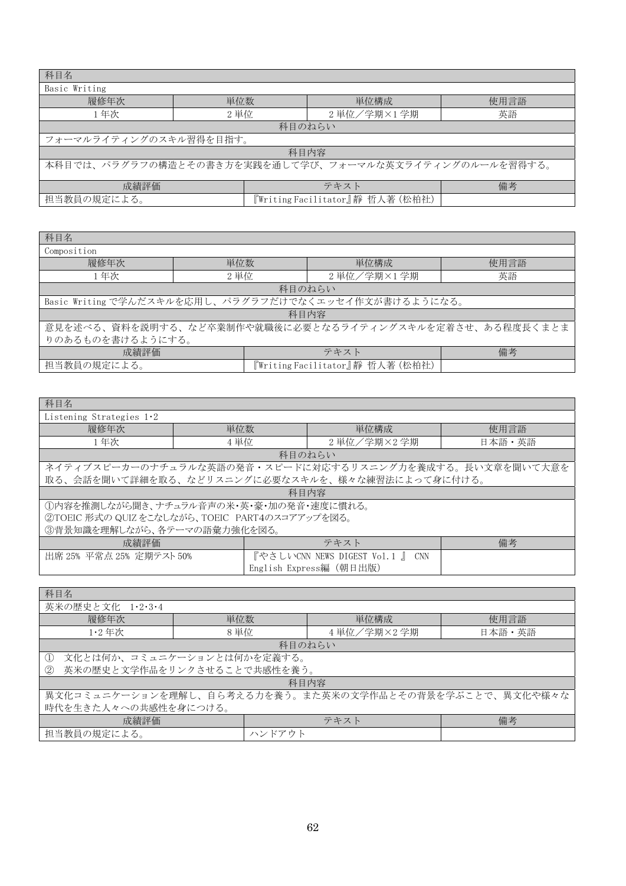| 科目名 | | | |
|---|---|---|---|
| Basic Writing | | | |
| 履修年次 | 単位数 | 単位構成 | 使用言語 |
| 1年次 | 2単位 | 2単位／学期×1学期 | 英語 |
| 科目のねらい | | | |
| フォーマルライティングのスキル習得を目指す。 | | | |
| 科目内容 | | | |
| 本科目では、パラグラフの構造とその書き方を実践を通して学び、フォーマルな英文ライティングのルールを習得する。 | | | |
| 成績評価 | テキスト | | 備考 |
| 担当教員の規定による。 | 『Writing Facilitator』静 哲人著（松柏社） | | |

| 科目名 | | | |
|---|---|---|---|
| Composition | | | |
| 履修年次 | 単位数 | 単位構成 | 使用言語 |
| 1年次 | 2単位 | 2単位／学期×1学期 | 英語 |
| 科目のねらい | | | |
| Basic Writingで学んだスキルを応用し、パラグラフだけでなくエッセイ作文が書けるようになる。 | | | |
| 科目内容 | | | |
| 意見を述べる、資料を説明する、など卒業制作や就職後に必要となるライティングスキルを定着させ、ある程度長くまとまりのあるものを書けるようにする。 | | | |
| 成績評価 | テキスト | | 備考 |
| 担当教員の規定による。 | 『Writing Facilitator』静 哲人著（松柏社） | | |

| 科目名 | | | |
|---|---|---|---|
| Listening Strategies 1･2 | | | |
| 履修年次 | 単位数 | 単位構成 | 使用言語 |
| 1年次 | 4単位 | 2単位／学期×2学期 | 日本語・英語 |
| 科目のねらい | | | |
| ネイティブスピーカーのナチュラルな英語の発音・スピードに対応するリスニング力を養成する。長い文章を聞いて大意を取る、会話を聞いて詳細を取る、などリスニングに必要なスキルを、様々な練習法によって身に付ける。 | | | |
| 科目内容 | | | |
| ①内容を推測しながら聞き、ナチュラル音声の米･英･豪･加の発音･速度に慣れる。<br>②TOEIC形式のQUIZをこなしながら、TOEIC PART4のスコアアップを図る。<br>③背景知識を理解しながら、各テーマの語彙力強化を図る。 | | | |
| 成績評価 | テキスト | | 備考 |
| 出席25% 平常点25% 定期テスト50% | 『やさしいCNN NEWS DIGEST Vol.1 』 CNN English Express編（朝日出版） | | |

| 科目名 | | | |
|---|---|---|---|
| 英米の歴史と文化 1･2･3･4 | | | |
| 履修年次 | 単位数 | 単位構成 | 使用言語 |
| 1･2年次 | 8単位 | 4単位／学期×2学期 | 日本語・英語 |
| 科目のねらい | | | |
| ① 文化とは何か、コミュニケーションとは何かを定義する。<br>② 英米の歴史と文学作品をリンクさせることで共感性を養う。 | | | |
| 科目内容 | | | |
| 異文化コミュニケーションを理解し、自ら考える力を養う。また英米の文学作品とその背景を学ぶことで、異文化や様々な時代を生きた人々への共感性を身につける。 | | | |
| 成績評価 | テキスト | | 備考 |
| 担当教員の規定による。 | ハンドアウト | | |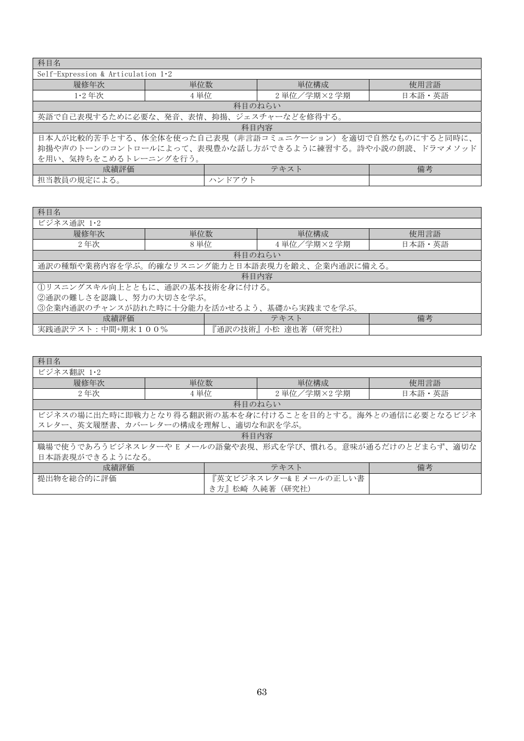| 科目名 | | | |
|---|---|---|---|
| Self-Expression & Articulation 1・2 | | | |
| 履修年次 | 単位数 | 単位構成 | 使用言語 |
| 1・2 年次 | 4 単位 | 2 単位／学期×2 学期 | 日本語・英語 |
| 科目のねらい | | | |
| 英語で自己表現するために必要な、発音、表情、抑揚、ジェスチャーなどを修得する。 | | | |
| 科目内容 | | | |
| 日本人が比較的苦手とする、体全体を使った自己表現（非言語コミュニケーション）を適切で自然なものにすると同時に、抑揚や声のトーンのコントロールによって、表現豊かな話し方ができるように練習する。詩や小説の朗読、ドラマメソッドを用い、気持ちをこめるトレーニングを行う。 | | | |
| 成績評価 | テキスト | | 備考 |
| 担当教員の規定による。 | ハンドアウト | | |

| 科目名 | | | |
|---|---|---|---|
| ビジネス通訳 1・2 | | | |
| 履修年次 | 単位数 | 単位構成 | 使用言語 |
| 2 年次 | 8 単位 | 4 単位／学期×2 学期 | 日本語・英語 |
| 科目のねらい | | | |
| 通訳の種類や業務内容を学ぶ。的確なリスニング能力と日本語表現力を鍛え、企業内通訳に備える。 | | | |
| 科目内容 | | | |
| ①リスニングスキル向上とともに、通訳の基本技術を身に付ける。<br>②通訳の難しさを認識し、努力の大切さを学ぶ。<br>③企業内通訳のチャンスが訪れた時に十分能力を活かせるよう、基礎から実践までを学ぶ。 | | | |
| 成績評価 | テキスト | | 備考 |
| 実践通訳テスト：中間+期末１００％ | 『通訳の技術』小松 達也著（研究社） | | |

| 科目名 | | | |
|---|---|---|---|
| ビジネス翻訳 1・2 | | | |
| 履修年次 | 単位数 | 単位構成 | 使用言語 |
| 2 年次 | 4 単位 | 2 単位／学期×2 学期 | 日本語・英語 |
| 科目のねらい | | | |
| ビジネスの場に出た時に即戦力となり得る翻訳術の基本を身に付けることを目的とする。海外との通信に必要となるビジネスレター、英文履歴書、カバーレターの構成を理解し、適切な和訳を学ぶ。 | | | |
| 科目内容 | | | |
| 職場で使うであろうビジネスレターや E メールの語彙や表現、形式を学び、慣れる。意味が通るだけのとどまらず、適切な日本語表現ができるようになる。 | | | |
| 成績評価 | テキスト | | 備考 |
| 提出物を総合的に評価 | 『英文ビジネスレター& E メールの正しい書き方』松崎 久純著（研究社） | | |